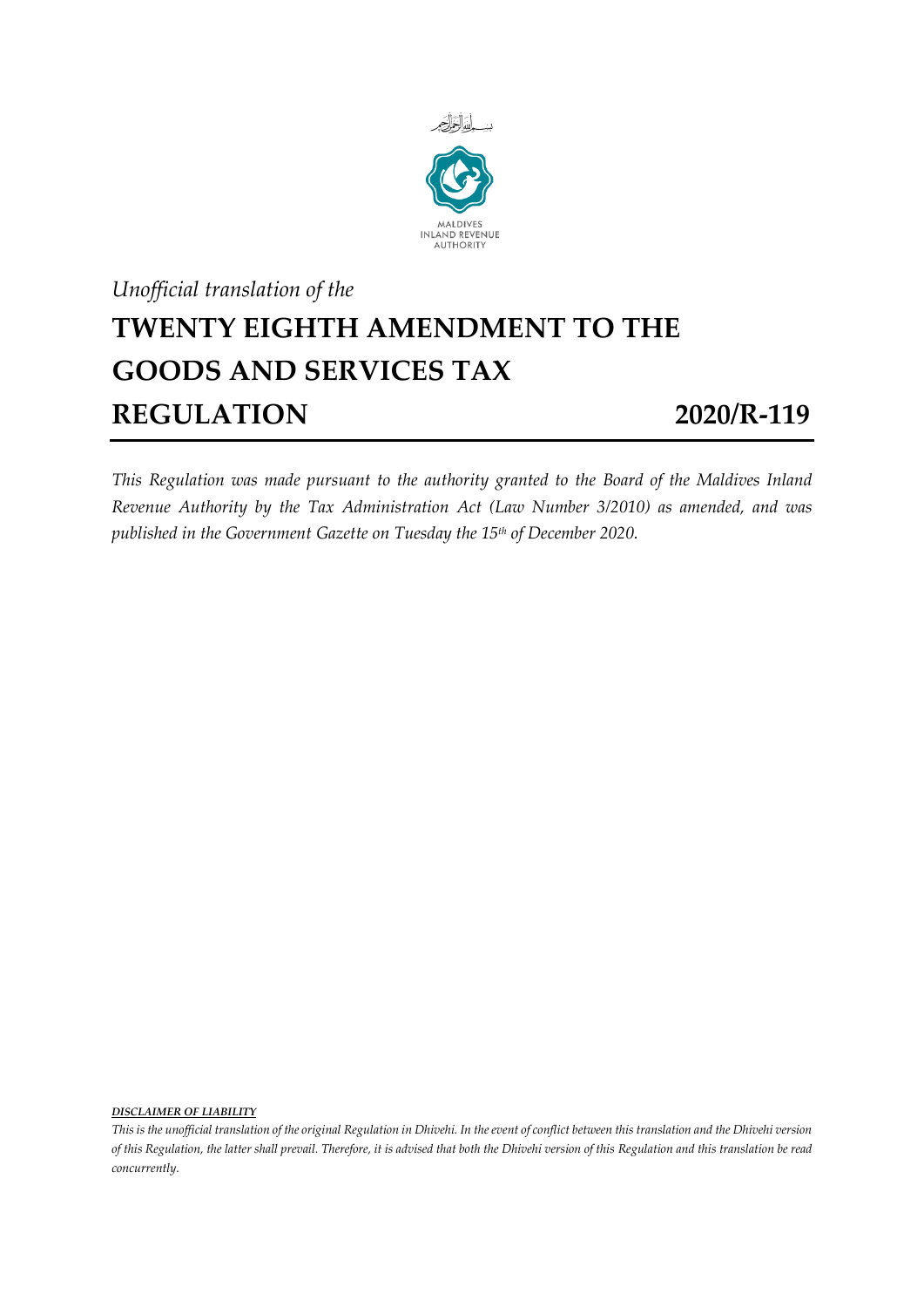MALDIVES
INLAND REVENUE
AUTHORITY

*Unofficial translation of the*

# TWENTY EIGHTH AMENDMENT TO THE GOODS AND SERVICES TAX REGULATION 2020/R-119

*This Regulation was made pursuant to the authority granted to the Board of the Maldives Inland Revenue Authority by the Tax Administration Act (Law Number 3/2010) as amended, and was published in the Government Gazette on Tuesday the 15th of December 2020.*

***DISCLAIMER OF LIABILITY***

*This is the unofficial translation of the original Regulation in Dhivehi. In the event of conflict between this translation and the Dhivehi version of this Regulation, the latter shall prevail. Therefore, it is advised that both the Dhivehi version of this Regulation and this translation be read concurrently.*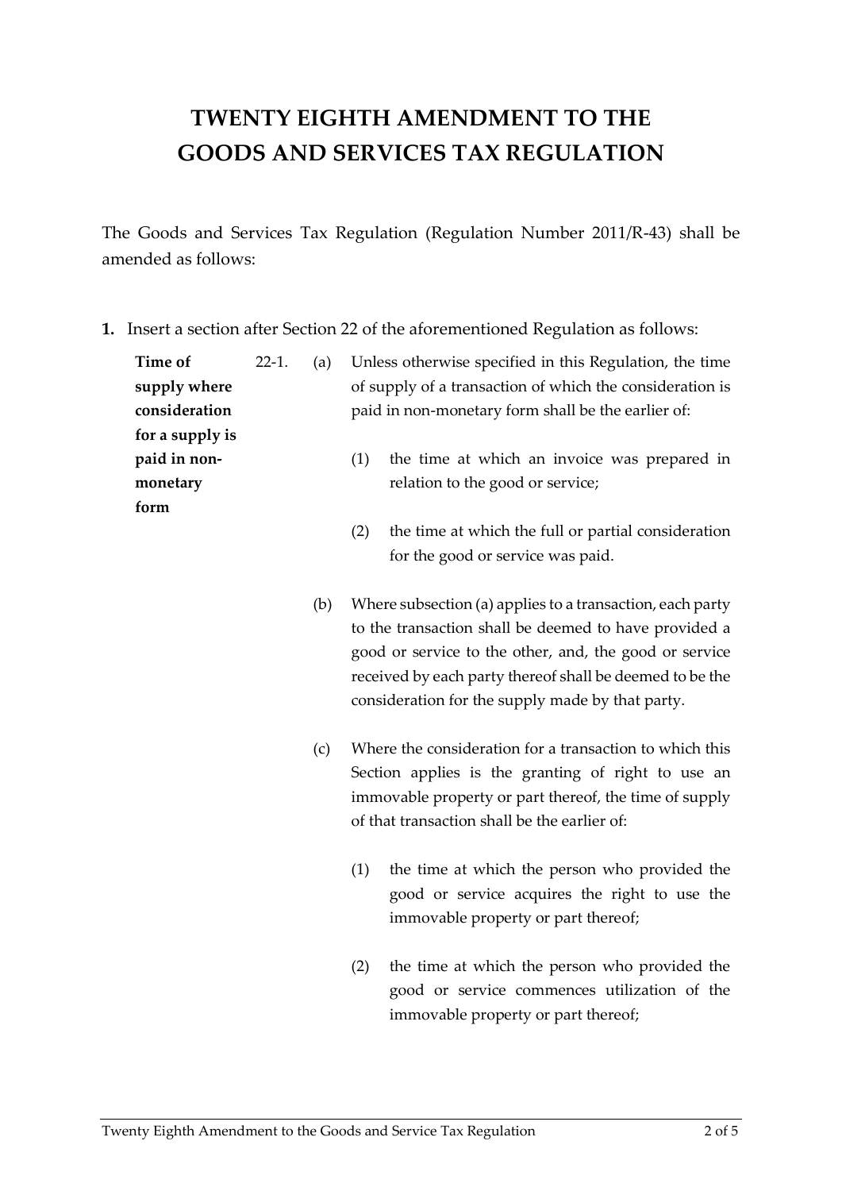# TWENTY EIGHTH AMENDMENT TO THE GOODS AND SERVICES TAX REGULATION

The Goods and Services Tax Regulation (Regulation Number 2011/R-43) shall be amended as follows:

**1.** Insert a section after Section 22 of the aforementioned Regulation as follows:

**Time of supply where consideration for a supply is paid in non-monetary form**

22-1. (a) Unless otherwise specified in this Regulation, the time of supply of a transaction of which the consideration is paid in non-monetary form shall be the earlier of:

(1) the time at which an invoice was prepared in relation to the good or service;

(2) the time at which the full or partial consideration for the good or service was paid.

(b) Where subsection (a) applies to a transaction, each party to the transaction shall be deemed to have provided a good or service to the other, and, the good or service received by each party thereof shall be deemed to be the consideration for the supply made by that party.

(c) Where the consideration for a transaction to which this Section applies is the granting of right to use an immovable property or part thereof, the time of supply of that transaction shall be the earlier of:

(1) the time at which the person who provided the good or service acquires the right to use the immovable property or part thereof;

(2) the time at which the person who provided the good or service commences utilization of the immovable property or part thereof;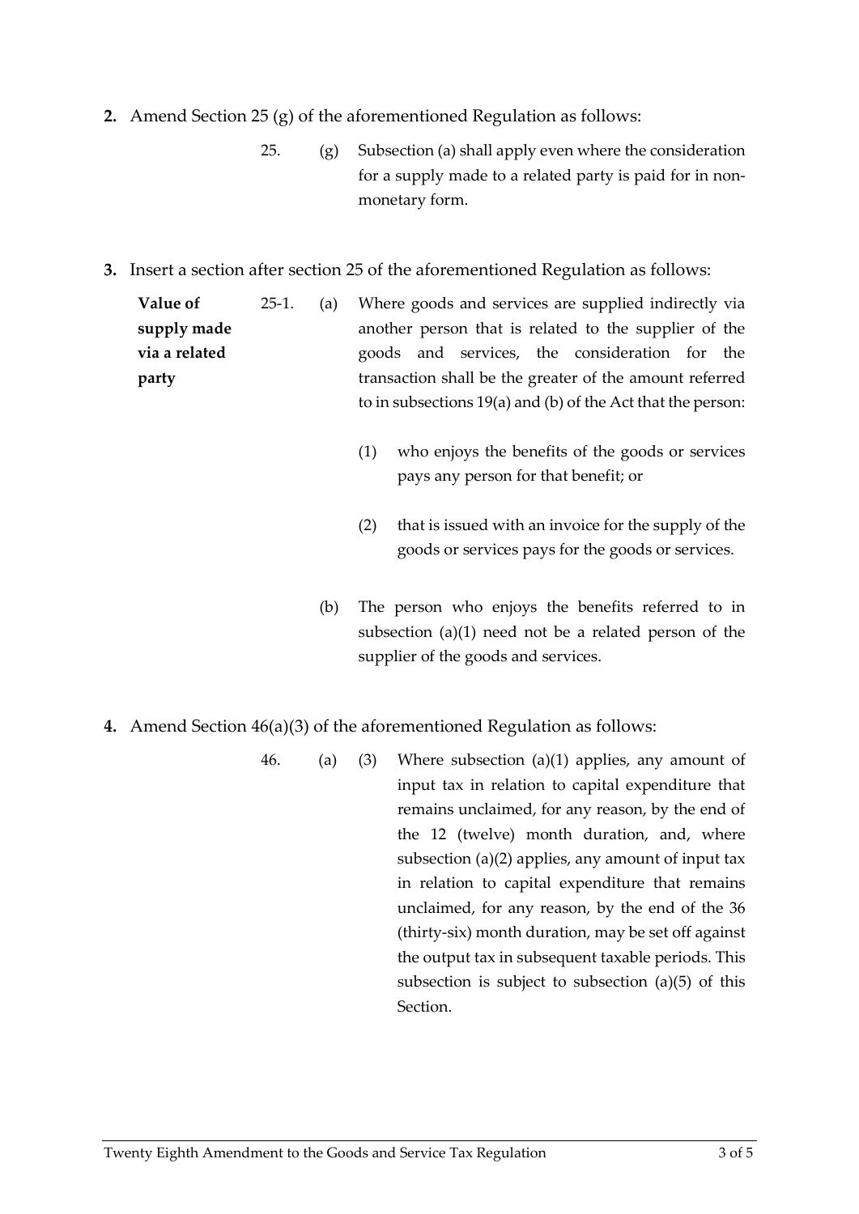**2.** Amend Section 25 (g) of the aforementioned Regulation as follows:

> 25. (g) Subsection (a) shall apply even where the consideration for a supply made to a related party is paid for in non-monetary form.

**3.** Insert a section after section 25 of the aforementioned Regulation as follows:

> **Value of supply made via a related party**
>
> 25-1. (a) Where goods and services are supplied indirectly via another person that is related to the supplier of the goods and services, the consideration for the transaction shall be the greater of the amount referred to in subsections 19(a) and (b) of the Act that the person:
>
> (1) who enjoys the benefits of the goods or services pays any person for that benefit; or
>
> (2) that is issued with an invoice for the supply of the goods or services pays for the goods or services.
>
> (b) The person who enjoys the benefits referred to in subsection (a)(1) need not be a related person of the supplier of the goods and services.

**4.** Amend Section 46(a)(3) of the aforementioned Regulation as follows:

> 46. (a) (3) Where subsection (a)(1) applies, any amount of input tax in relation to capital expenditure that remains unclaimed, for any reason, by the end of the 12 (twelve) month duration, and, where subsection (a)(2) applies, any amount of input tax in relation to capital expenditure that remains unclaimed, for any reason, by the end of the 36 (thirty-six) month duration, may be set off against the output tax in subsequent taxable periods. This subsection is subject to subsection (a)(5) of this Section.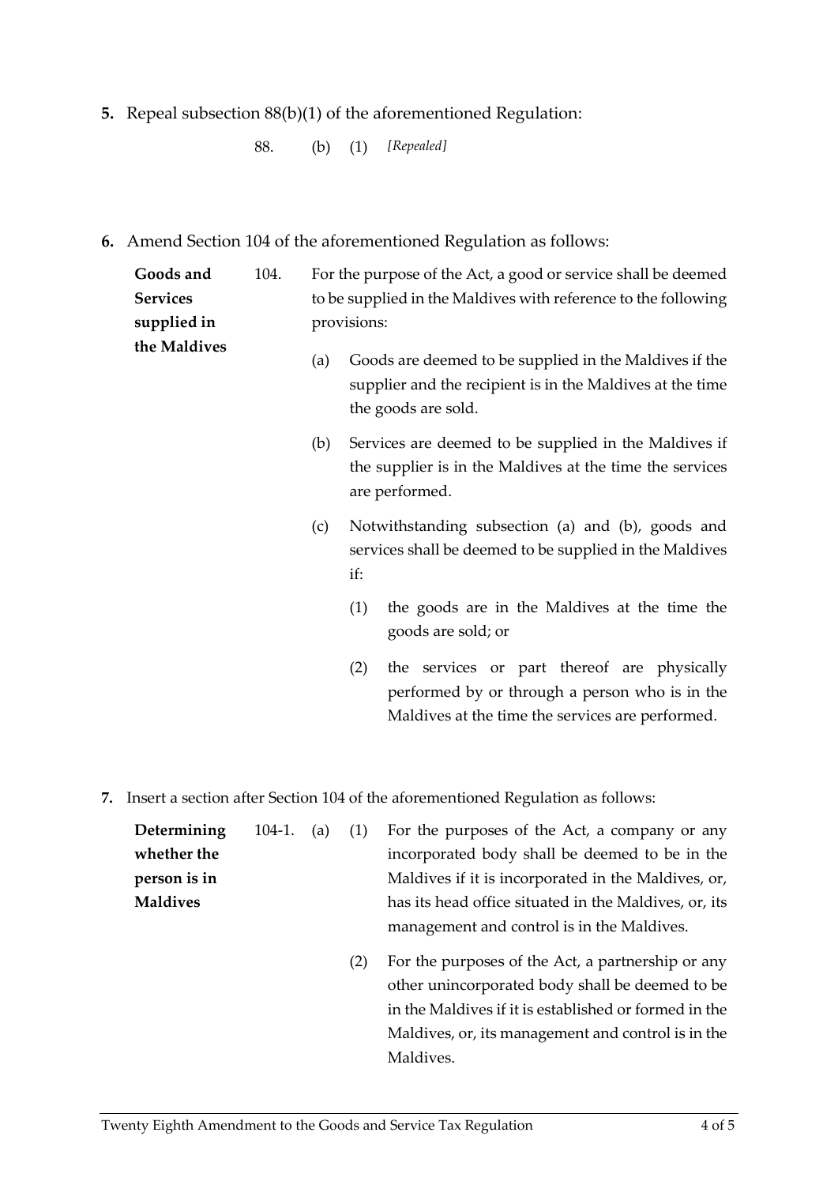**5.** Repeal subsection 88(b)(1) of the aforementioned Regulation:

88. (b) (1) *[Repealed]*

**6.** Amend Section 104 of the aforementioned Regulation as follows:

**Goods and Services supplied in the Maldives**

104. For the purpose of the Act, a good or service shall be deemed to be supplied in the Maldives with reference to the following provisions:

(a) Goods are deemed to be supplied in the Maldives if the supplier and the recipient is in the Maldives at the time the goods are sold.

(b) Services are deemed to be supplied in the Maldives if the supplier is in the Maldives at the time the services are performed.

(c) Notwithstanding subsection (a) and (b), goods and services shall be deemed to be supplied in the Maldives if:

(1) the goods are in the Maldives at the time the goods are sold; or

(2) the services or part thereof are physically performed by or through a person who is in the Maldives at the time the services are performed.

**7.** Insert a section after Section 104 of the aforementioned Regulation as follows:

**Determining whether the person is in Maldives**

104-1. (a) (1) For the purposes of the Act, a company or any incorporated body shall be deemed to be in the Maldives if it is incorporated in the Maldives, or, has its head office situated in the Maldives, or, its management and control is in the Maldives.

(2) For the purposes of the Act, a partnership or any other unincorporated body shall be deemed to be in the Maldives if it is established or formed in the Maldives, or, its management and control is in the Maldives.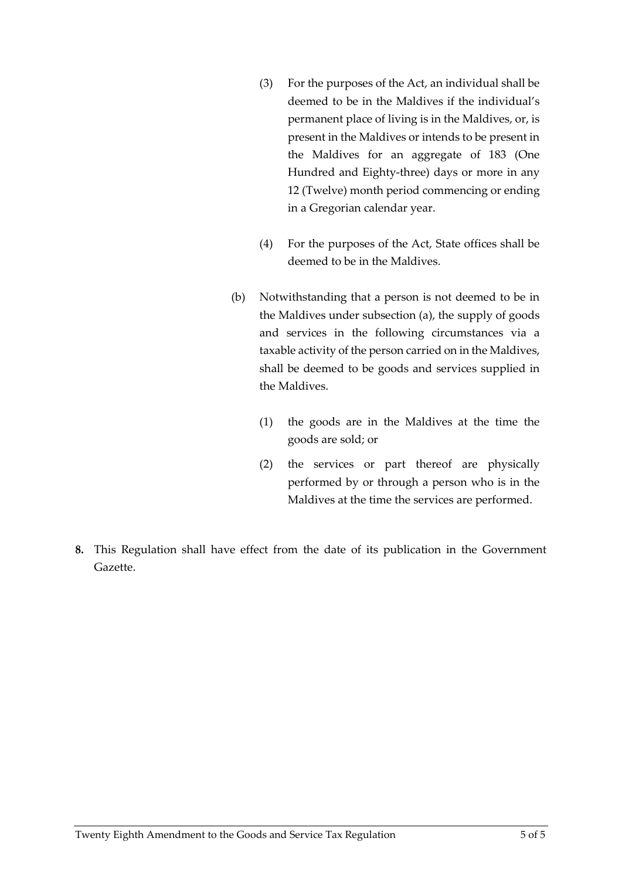(3) For the purposes of the Act, an individual shall be deemed to be in the Maldives if the individual's permanent place of living is in the Maldives, or, is present in the Maldives or intends to be present in the Maldives for an aggregate of 183 (One Hundred and Eighty-three) days or more in any 12 (Twelve) month period commencing or ending in a Gregorian calendar year.

(4) For the purposes of the Act, State offices shall be deemed to be in the Maldives.

(b) Notwithstanding that a person is not deemed to be in the Maldives under subsection (a), the supply of goods and services in the following circumstances via a taxable activity of the person carried on in the Maldives, shall be deemed to be goods and services supplied in the Maldives.

(1) the goods are in the Maldives at the time the goods are sold; or

(2) the services or part thereof are physically performed by or through a person who is in the Maldives at the time the services are performed.

**8.** This Regulation shall have effect from the date of its publication in the Government Gazette.